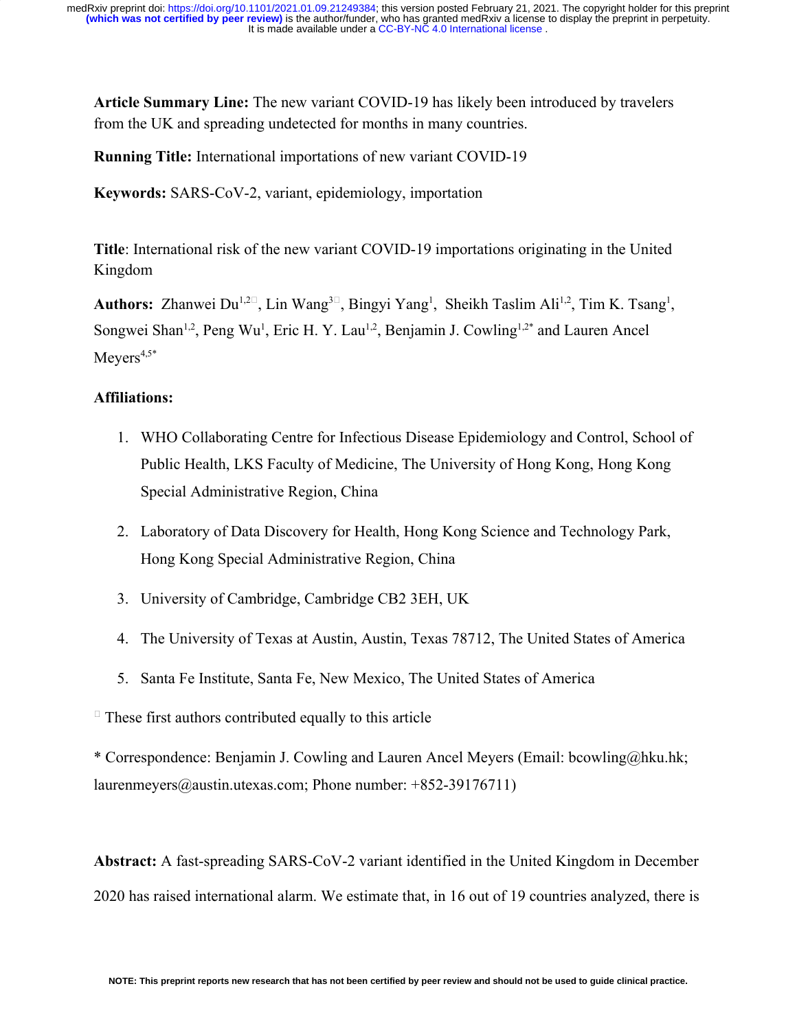**Article Summary Line:** The new variant COVID-19 has likely been introduced by travelers from the UK and spreading undetected for months in many countries.

**Running Title:** International importations of new variant COVID-19

**Keywords:** SARS-CoV-2, variant, epidemiology, importation

**Title**: International risk of the new variant COVID-19 importations originating in the United Kingdom

**Authors:** Zhanwei Du[1,2□], Lin Wang[3□], Bingyi Yang[1], Sheikh Taslim Ali[1,2], Tim K. Tsang[1], Songwei Shan[1,2], Peng Wu[1], Eric H. Y. Lau[1,2], Benjamin J. Cowling[1,2*] and Lauren Ancel Meyers[4,5*]

**Affiliations:**

1. WHO Collaborating Centre for Infectious Disease Epidemiology and Control, School of Public Health, LKS Faculty of Medicine, The University of Hong Kong, Hong Kong Special Administrative Region, China
2. Laboratory of Data Discovery for Health, Hong Kong Science and Technology Park, Hong Kong Special Administrative Region, China
3. University of Cambridge, Cambridge CB2 3EH, UK
4. The University of Texas at Austin, Austin, Texas 78712, The United States of America
5. Santa Fe Institute, Santa Fe, New Mexico, The United States of America

□ These first authors contributed equally to this article

\* Correspondence: Benjamin J. Cowling and Lauren Ancel Meyers (Email: bcowling@hku.hk; laurenmeyers@austin.utexas.com; Phone number: +852-39176711)

**Abstract:** A fast-spreading SARS-CoV-2 variant identified in the United Kingdom in December 2020 has raised international alarm. We estimate that, in 16 out of 19 countries analyzed, there is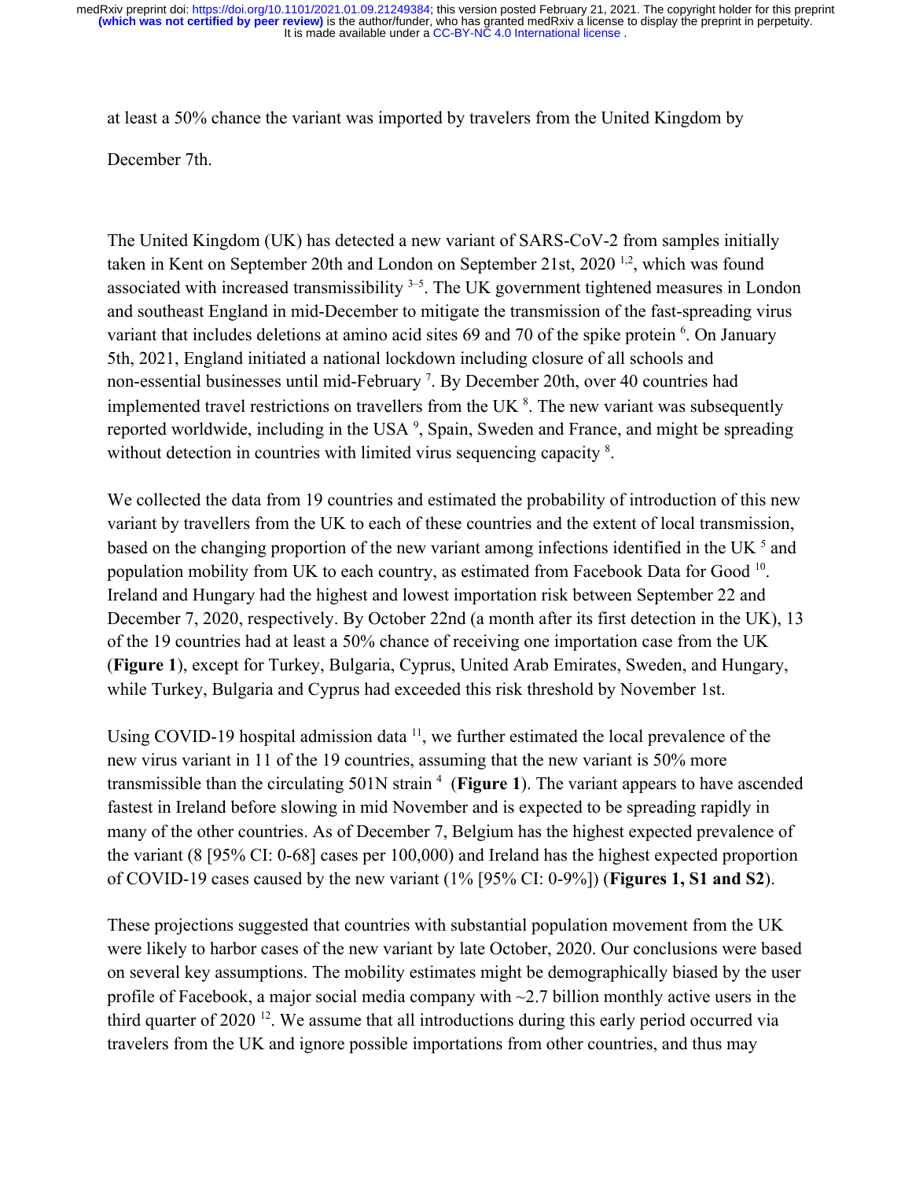at least a 50% chance the variant was imported by travelers from the United Kingdom by December 7th.

The United Kingdom (UK) has detected a new variant of SARS-CoV-2 from samples initially taken in Kent on September 20th and London on September 21st, 2020 [1,2], which was found associated with increased transmissibility [3–5]. The UK government tightened measures in London and southeast England in mid-December to mitigate the transmission of the fast-spreading virus variant that includes deletions at amino acid sites 69 and 70 of the spike protein [6]. On January 5th, 2021, England initiated a national lockdown including closure of all schools and non-essential businesses until mid-February [7]. By December 20th, over 40 countries had implemented travel restrictions on travellers from the UK [8]. The new variant was subsequently reported worldwide, including in the USA [9], Spain, Sweden and France, and might be spreading without detection in countries with limited virus sequencing capacity [8].

We collected the data from 19 countries and estimated the probability of introduction of this new variant by travellers from the UK to each of these countries and the extent of local transmission, based on the changing proportion of the new variant among infections identified in the UK [5] and population mobility from UK to each country, as estimated from Facebook Data for Good [10]. Ireland and Hungary had the highest and lowest importation risk between September 22 and December 7, 2020, respectively. By October 22nd (a month after its first detection in the UK), 13 of the 19 countries had at least a 50% chance of receiving one importation case from the UK (**Figure 1**), except for Turkey, Bulgaria, Cyprus, United Arab Emirates, Sweden, and Hungary, while Turkey, Bulgaria and Cyprus had exceeded this risk threshold by November 1st.

Using COVID-19 hospital admission data [11], we further estimated the local prevalence of the new virus variant in 11 of the 19 countries, assuming that the new variant is 50% more transmissible than the circulating 501N strain [4] (**Figure 1**). The variant appears to have ascended fastest in Ireland before slowing in mid November and is expected to be spreading rapidly in many of the other countries. As of December 7, Belgium has the highest expected prevalence of the variant (8 [95% CI: 0-68] cases per 100,000) and Ireland has the highest expected proportion of COVID-19 cases caused by the new variant (1% [95% CI: 0-9%]) (**Figures 1, S1 and S2**).

These projections suggested that countries with substantial population movement from the UK were likely to harbor cases of the new variant by late October, 2020. Our conclusions were based on several key assumptions. The mobility estimates might be demographically biased by the user profile of Facebook, a major social media company with ~2.7 billion monthly active users in the third quarter of 2020 [12]. We assume that all introductions during this early period occurred via travelers from the UK and ignore possible importations from other countries, and thus may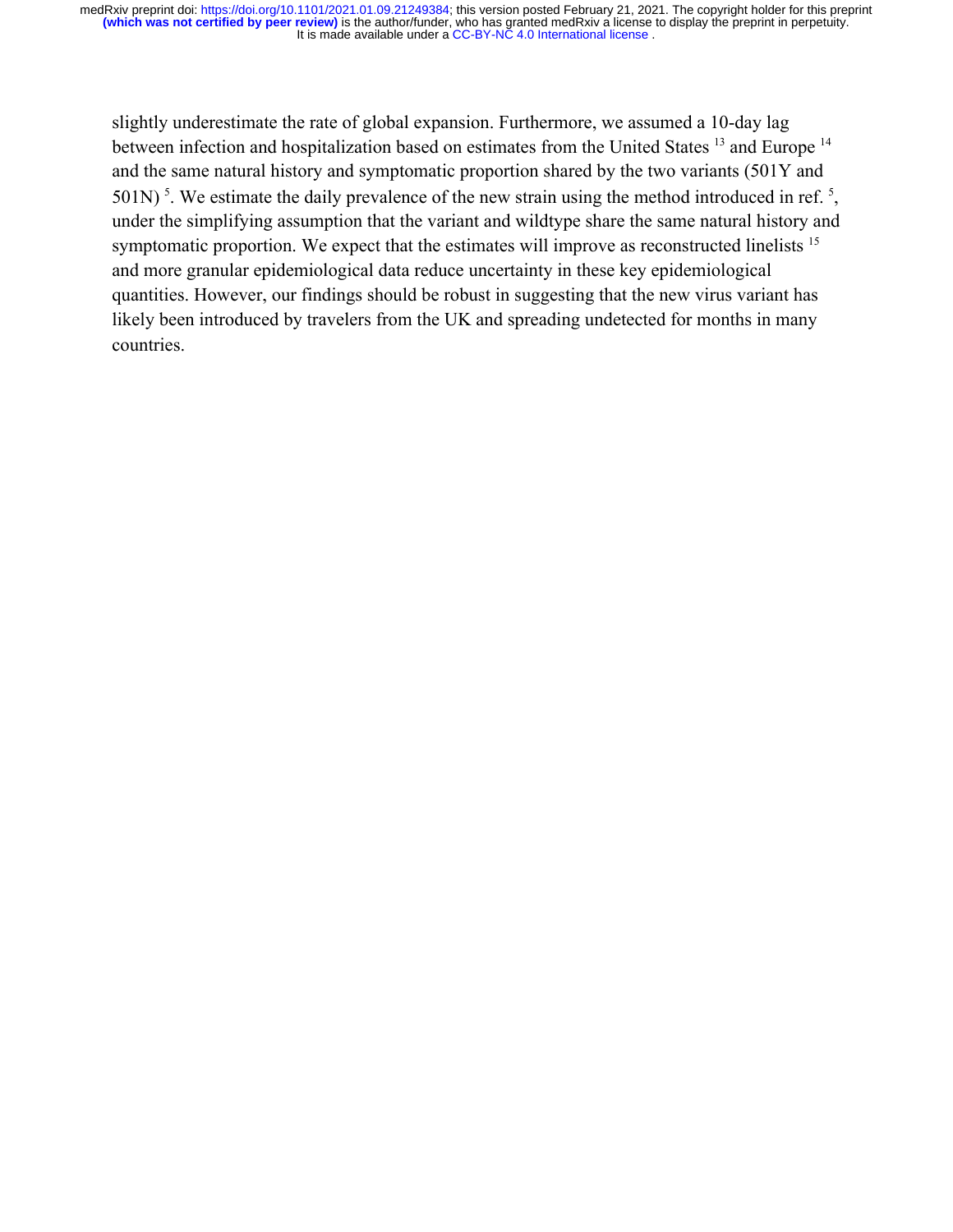slightly underestimate the rate of global expansion. Furthermore, we assumed a 10-day lag between infection and hospitalization based on estimates from the United States [13] and Europe [14] and the same natural history and symptomatic proportion shared by the two variants (501Y and 501N) [5]. We estimate the daily prevalence of the new strain using the method introduced in ref. [5], under the simplifying assumption that the variant and wildtype share the same natural history and symptomatic proportion. We expect that the estimates will improve as reconstructed linelists [15] and more granular epidemiological data reduce uncertainty in these key epidemiological quantities. However, our findings should be robust in suggesting that the new virus variant has likely been introduced by travelers from the UK and spreading undetected for months in many countries.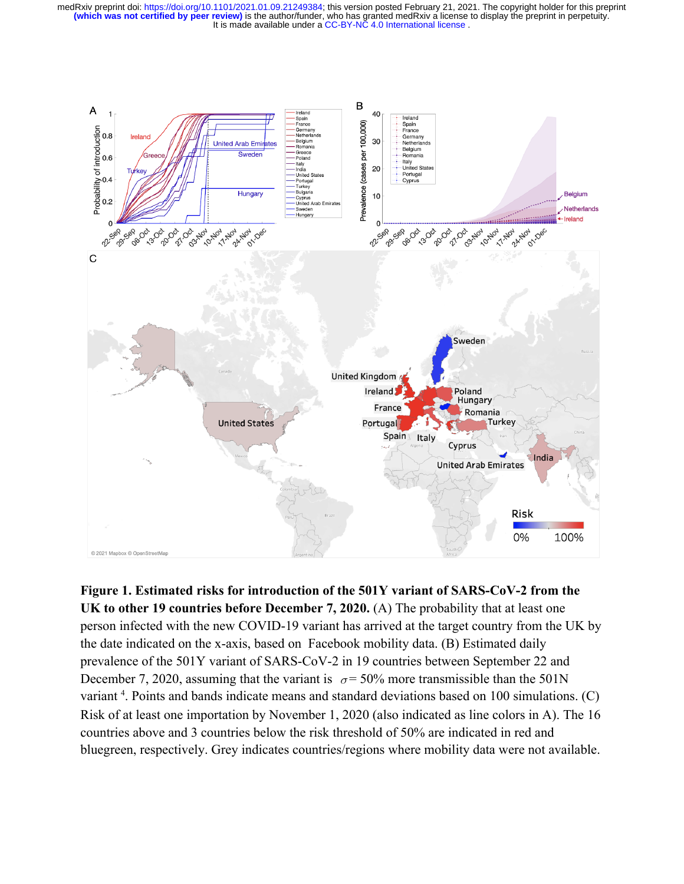**Figure 1. Estimated risks for introduction of the 501Y variant of SARS-CoV-2 from the UK to other 19 countries before December 7, 2020.** (A) The probability that at least one person infected with the new COVID-19 variant has arrived at the target country from the UK by the date indicated on the x-axis, based on Facebook mobility data. (B) Estimated daily prevalence of the 501Y variant of SARS-CoV-2 in 19 countries between September 22 and December 7, 2020, assuming that the variant is $\sigma = 50\%$ more transmissible than the 501N variant [4]. Points and bands indicate means and standard deviations based on 100 simulations. (C) Risk of at least one importation by November 1, 2020 (also indicated as line colors in A). The 16 countries above and 3 countries below the risk threshold of 50% are indicated in red and bluegreen, respectively. Grey indicates countries/regions where mobility data were not available.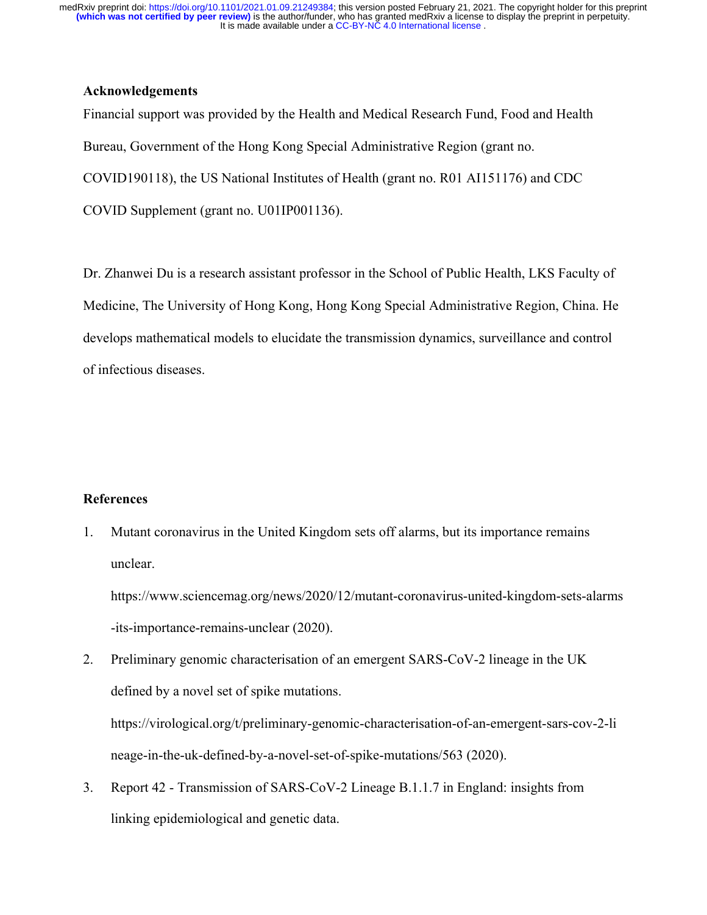## Acknowledgements

Financial support was provided by the Health and Medical Research Fund, Food and Health Bureau, Government of the Hong Kong Special Administrative Region (grant no. COVID190118), the US National Institutes of Health (grant no. R01 AI151176) and CDC COVID Supplement (grant no. U01IP001136).

Dr. Zhanwei Du is a research assistant professor in the School of Public Health, LKS Faculty of Medicine, The University of Hong Kong, Hong Kong Special Administrative Region, China. He develops mathematical models to elucidate the transmission dynamics, surveillance and control of infectious diseases.

## References

1. Mutant coronavirus in the United Kingdom sets off alarms, but its importance remains unclear. https://www.sciencemag.org/news/2020/12/mutant-coronavirus-united-kingdom-sets-alarms-its-importance-remains-unclear (2020).
2. Preliminary genomic characterisation of an emergent SARS-CoV-2 lineage in the UK defined by a novel set of spike mutations. https://virological.org/t/preliminary-genomic-characterisation-of-an-emergent-sars-cov-2-lineage-in-the-uk-defined-by-a-novel-set-of-spike-mutations/563 (2020).
3. Report 42 - Transmission of SARS-CoV-2 Lineage B.1.1.7 in England: insights from linking epidemiological and genetic data.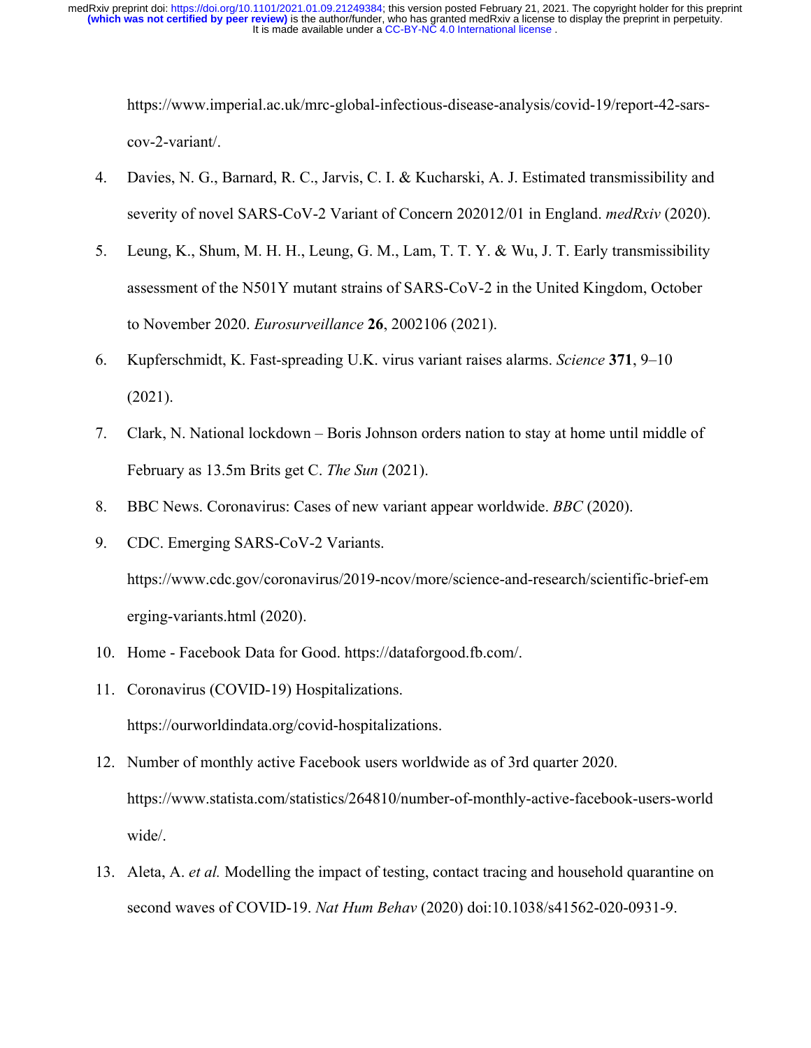https://www.imperial.ac.uk/mrc-global-infectious-disease-analysis/covid-19/report-42-sars-cov-2-variant/.

4. Davies, N. G., Barnard, R. C., Jarvis, C. I. & Kucharski, A. J. Estimated transmissibility and severity of novel SARS-CoV-2 Variant of Concern 202012/01 in England. *medRxiv* (2020).
5. Leung, K., Shum, M. H. H., Leung, G. M., Lam, T. T. Y. & Wu, J. T. Early transmissibility assessment of the N501Y mutant strains of SARS-CoV-2 in the United Kingdom, October to November 2020. *Eurosurveillance* **26**, 2002106 (2021).
6. Kupferschmidt, K. Fast-spreading U.K. virus variant raises alarms. *Science* **371**, 9–10 (2021).
7. Clark, N. National lockdown – Boris Johnson orders nation to stay at home until middle of February as 13.5m Brits get C. *The Sun* (2021).
8. BBC News. Coronavirus: Cases of new variant appear worldwide. *BBC* (2020).
9. CDC. Emerging SARS-CoV-2 Variants. https://www.cdc.gov/coronavirus/2019-ncov/more/science-and-research/scientific-brief-emerging-variants.html (2020).
10. Home - Facebook Data for Good. https://dataforgood.fb.com/.
11. Coronavirus (COVID-19) Hospitalizations. https://ourworldindata.org/covid-hospitalizations.
12. Number of monthly active Facebook users worldwide as of 3rd quarter 2020. https://www.statista.com/statistics/264810/number-of-monthly-active-facebook-users-worldwide/.
13. Aleta, A. *et al.* Modelling the impact of testing, contact tracing and household quarantine on second waves of COVID-19. *Nat Hum Behav* (2020) doi:10.1038/s41562-020-0931-9.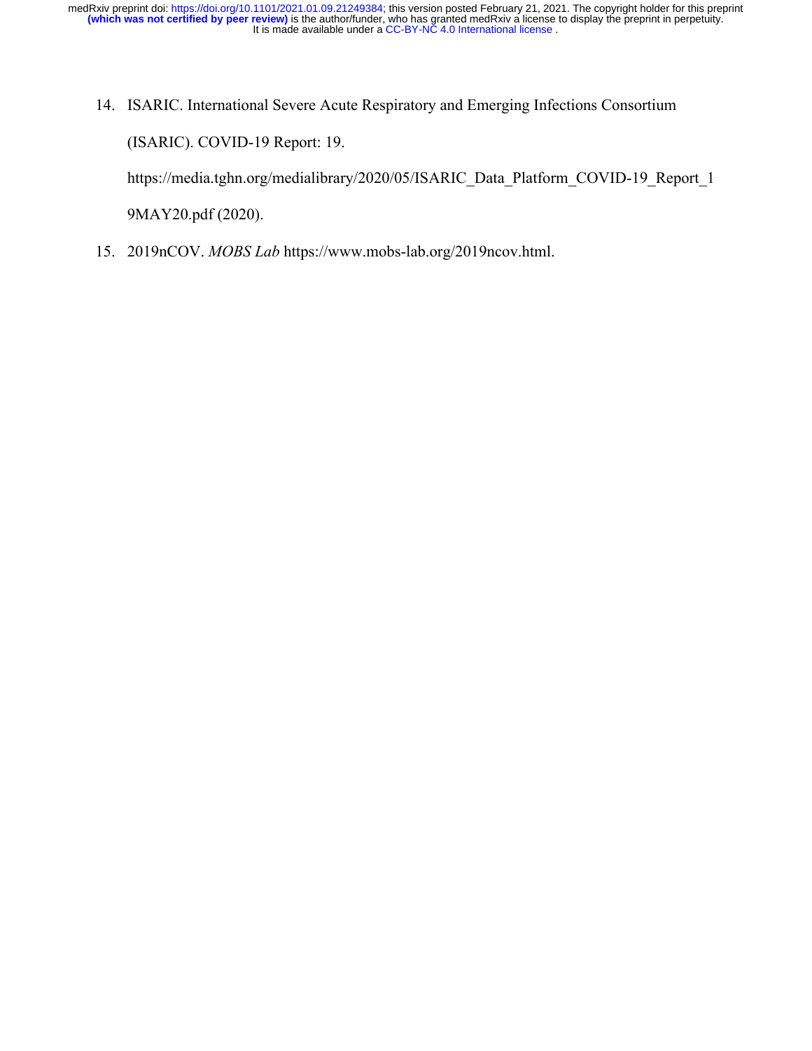14. ISARIC. International Severe Acute Respiratory and Emerging Infections Consortium (ISARIC). COVID-19 Report: 19. https://media.tghn.org/medialibrary/2020/05/ISARIC_Data_Platform_COVID-19_Report_19MAY20.pdf (2020).
15. 2019nCOV. *MOBS Lab* https://www.mobs-lab.org/2019ncov.html.